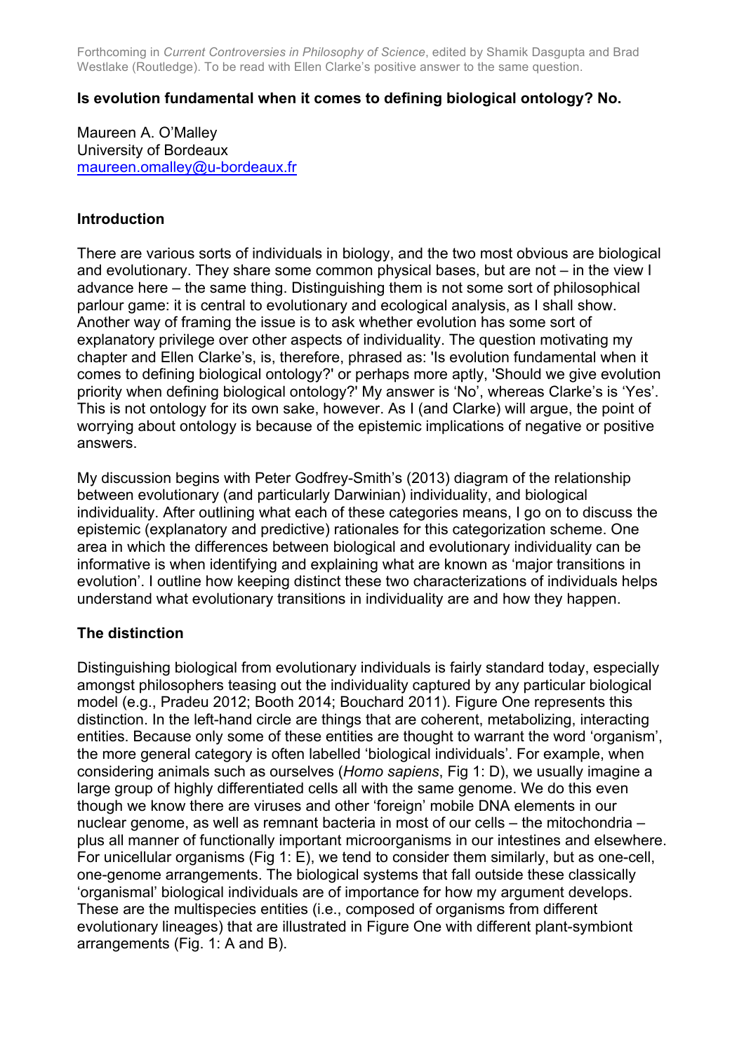Forthcoming in *Current Controversies in Philosophy of Science*, edited by Shamik Dasgupta and Brad Westlake (Routledge). To be read with Ellen Clarke's positive answer to the same question.

# Is evolution fundamental when it comes to defining biological ontology? No.

Maureen A. O'Malley
University of Bordeaux
maureen.omalley@u-bordeaux.fr

## Introduction

There are various sorts of individuals in biology, and the two most obvious are biological and evolutionary. They share some common physical bases, but are not – in the view I advance here – the same thing. Distinguishing them is not some sort of philosophical parlour game: it is central to evolutionary and ecological analysis, as I shall show. Another way of framing the issue is to ask whether evolution has some sort of explanatory privilege over other aspects of individuality. The question motivating my chapter and Ellen Clarke's, is, therefore, phrased as: 'Is evolution fundamental when it comes to defining biological ontology?' or perhaps more aptly, 'Should we give evolution priority when defining biological ontology?' My answer is 'No', whereas Clarke's is 'Yes'. This is not ontology for its own sake, however. As I (and Clarke) will argue, the point of worrying about ontology is because of the epistemic implications of negative or positive answers.

My discussion begins with Peter Godfrey-Smith's (2013) diagram of the relationship between evolutionary (and particularly Darwinian) individuality, and biological individuality. After outlining what each of these categories means, I go on to discuss the epistemic (explanatory and predictive) rationales for this categorization scheme. One area in which the differences between biological and evolutionary individuality can be informative is when identifying and explaining what are known as 'major transitions in evolution'. I outline how keeping distinct these two characterizations of individuals helps understand what evolutionary transitions in individuality are and how they happen.

## The distinction

Distinguishing biological from evolutionary individuals is fairly standard today, especially amongst philosophers teasing out the individuality captured by any particular biological model (e.g., Pradeu 2012; Booth 2014; Bouchard 2011). Figure One represents this distinction. In the left-hand circle are things that are coherent, metabolizing, interacting entities. Because only some of these entities are thought to warrant the word 'organism', the more general category is often labelled 'biological individuals'. For example, when considering animals such as ourselves (*Homo sapiens*, Fig 1: D), we usually imagine a large group of highly differentiated cells all with the same genome. We do this even though we know there are viruses and other 'foreign' mobile DNA elements in our nuclear genome, as well as remnant bacteria in most of our cells – the mitochondria – plus all manner of functionally important microorganisms in our intestines and elsewhere. For unicellular organisms (Fig 1: E), we tend to consider them similarly, but as one-cell, one-genome arrangements. The biological systems that fall outside these classically 'organismal' biological individuals are of importance for how my argument develops. These are the multispecies entities (i.e., composed of organisms from different evolutionary lineages) that are illustrated in Figure One with different plant-symbiont arrangements (Fig. 1: A and B).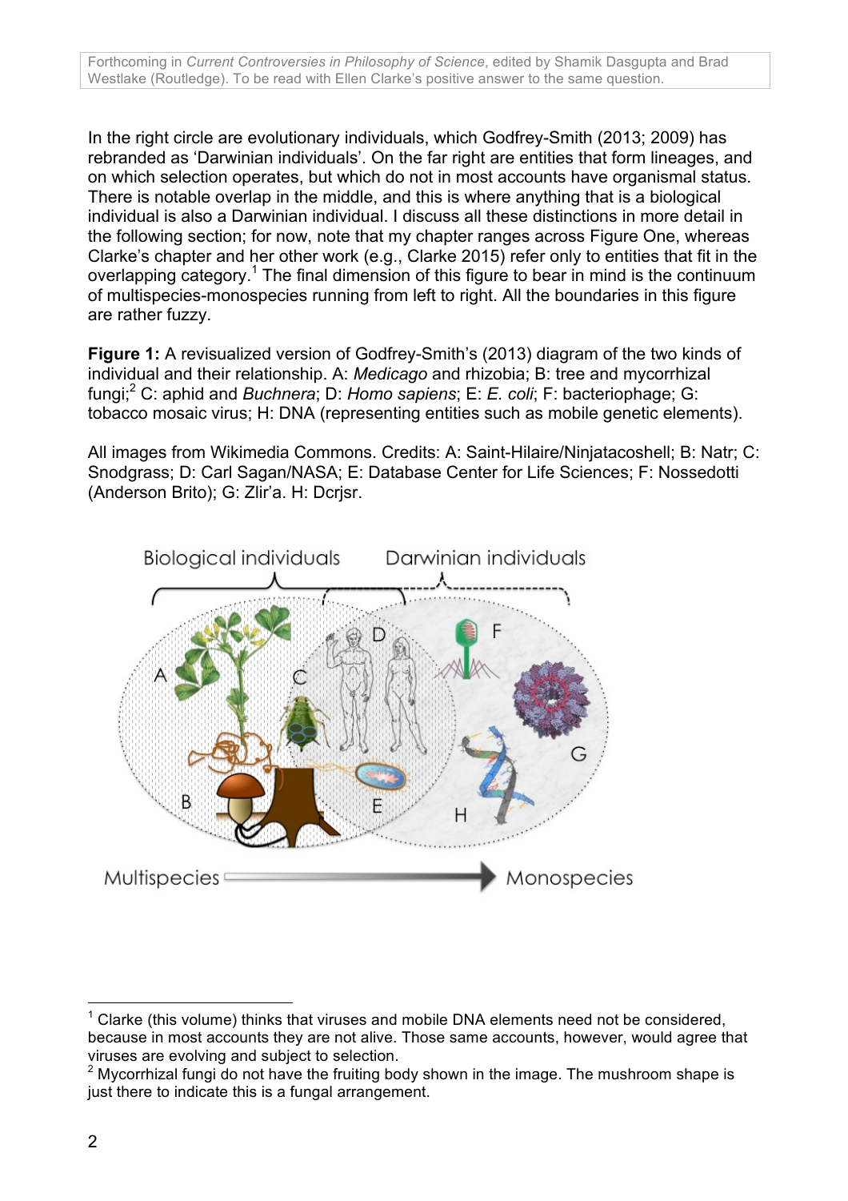In the right circle are evolutionary individuals, which Godfrey-Smith (2013; 2009) has rebranded as 'Darwinian individuals'. On the far right are entities that form lineages, and on which selection operates, but which do not in most accounts have organismal status. There is notable overlap in the middle, and this is where anything that is a biological individual is also a Darwinian individual. I discuss all these distinctions in more detail in the following section; for now, note that my chapter ranges across Figure One, whereas Clarke's chapter and her other work (e.g., Clarke 2015) refer only to entities that fit in the overlapping category.[1] The final dimension of this figure to bear in mind is the continuum of multispecies-monospecies running from left to right. All the boundaries in this figure are rather fuzzy.

**Figure 1:** A revisualized version of Godfrey-Smith's (2013) diagram of the two kinds of individual and their relationship. A: *Medicago* and rhizobia; B: tree and mycorrhizal fungi;[2] C: aphid and *Buchnera*; D: *Homo sapiens*; E: *E. coli*; F: bacteriophage; G: tobacco mosaic virus; H: DNA (representing entities such as mobile genetic elements).

All images from Wikimedia Commons. Credits: A: Saint-Hilaire/Ninjatacoshell; B: Natr; C: Snodgrass; D: Carl Sagan/NASA; E: Database Center for Life Sciences; F: Nossedotti (Anderson Brito); G: Zlir'a. H: Dcrjsr.

---

[1] Clarke (this volume) thinks that viruses and mobile DNA elements need not be considered, because in most accounts they are not alive. Those same accounts, however, would agree that viruses are evolving and subject to selection.

[2] Mycorrhizal fungi do not have the fruiting body shown in the image. The mushroom shape is just there to indicate this is a fungal arrangement.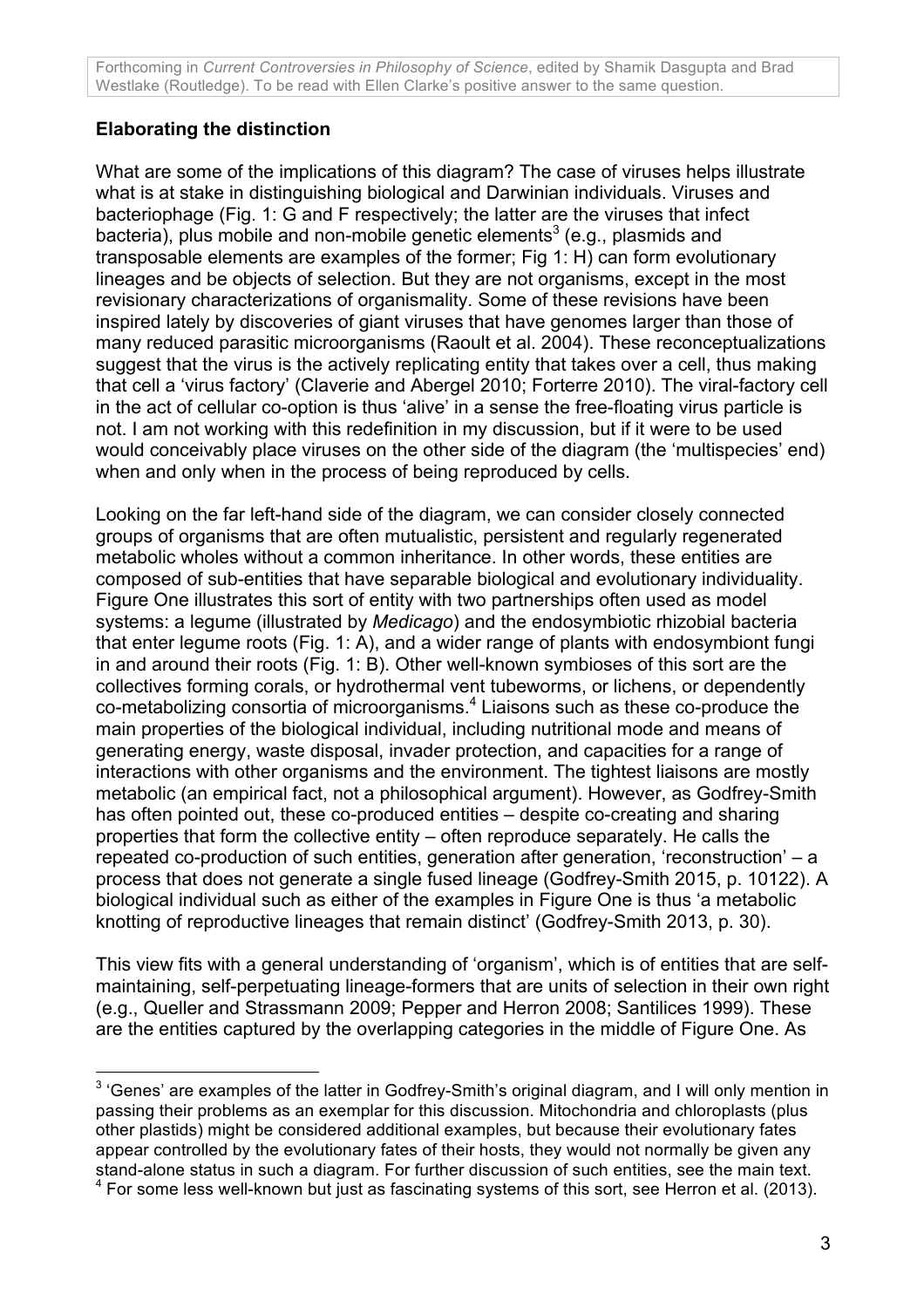## Elaborating the distinction

What are some of the implications of this diagram? The case of viruses helps illustrate what is at stake in distinguishing biological and Darwinian individuals. Viruses and bacteriophage (Fig. 1: G and F respectively; the latter are the viruses that infect bacteria), plus mobile and non-mobile genetic elements[3] (e.g., plasmids and transposable elements are examples of the former; Fig 1: H) can form evolutionary lineages and be objects of selection. But they are not organisms, except in the most revisionary characterizations of organismality. Some of these revisions have been inspired lately by discoveries of giant viruses that have genomes larger than those of many reduced parasitic microorganisms (Raoult et al. 2004). These reconceptualizations suggest that the virus is the actively replicating entity that takes over a cell, thus making that cell a 'virus factory' (Claverie and Abergel 2010; Forterre 2010). The viral-factory cell in the act of cellular co-option is thus 'alive' in a sense the free-floating virus particle is not. I am not working with this redefinition in my discussion, but if it were to be used would conceivably place viruses on the other side of the diagram (the 'multispecies' end) when and only when in the process of being reproduced by cells.

Looking on the far left-hand side of the diagram, we can consider closely connected groups of organisms that are often mutualistic, persistent and regularly regenerated metabolic wholes without a common inheritance. In other words, these entities are composed of sub-entities that have separable biological and evolutionary individuality. Figure One illustrates this sort of entity with two partnerships often used as model systems: a legume (illustrated by *Medicago*) and the endosymbiotic rhizobial bacteria that enter legume roots (Fig. 1: A), and a wider range of plants with endosymbiont fungi in and around their roots (Fig. 1: B). Other well-known symbioses of this sort are the collectives forming corals, or hydrothermal vent tubeworms, or lichens, or dependently co-metabolizing consortia of microorganisms.[4] Liaisons such as these co-produce the main properties of the biological individual, including nutritional mode and means of generating energy, waste disposal, invader protection, and capacities for a range of interactions with other organisms and the environment. The tightest liaisons are mostly metabolic (an empirical fact, not a philosophical argument). However, as Godfrey-Smith has often pointed out, these co-produced entities – despite co-creating and sharing properties that form the collective entity – often reproduce separately. He calls the repeated co-production of such entities, generation after generation, 'reconstruction' – a process that does not generate a single fused lineage (Godfrey-Smith 2015, p. 10122). A biological individual such as either of the examples in Figure One is thus 'a metabolic knotting of reproductive lineages that remain distinct' (Godfrey-Smith 2013, p. 30).

This view fits with a general understanding of 'organism', which is of entities that are self-maintaining, self-perpetuating lineage-formers that are units of selection in their own right (e.g., Queller and Strassmann 2009; Pepper and Herron 2008; Santilices 1999). These are the entities captured by the overlapping categories in the middle of Figure One. As

---

[3] 'Genes' are examples of the latter in Godfrey-Smith's original diagram, and I will only mention in passing their problems as an exemplar for this discussion. Mitochondria and chloroplasts (plus other plastids) might be considered additional examples, but because their evolutionary fates appear controlled by the evolutionary fates of their hosts, they would not normally be given any stand-alone status in such a diagram. For further discussion of such entities, see the main text.

[4] For some less well-known but just as fascinating systems of this sort, see Herron et al. (2013).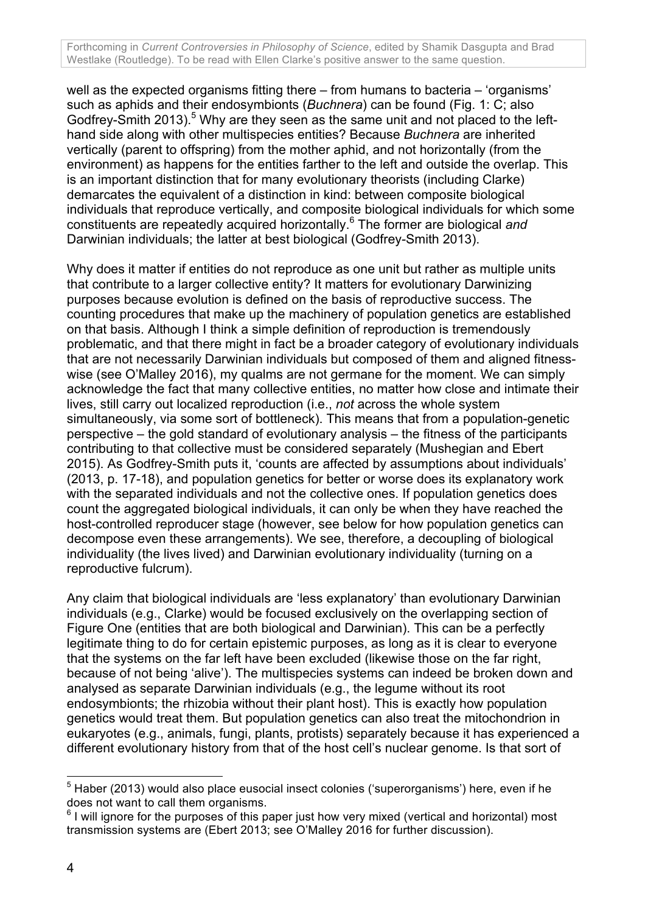well as the expected organisms fitting there – from humans to bacteria – 'organisms' such as aphids and their endosymbionts (*Buchnera*) can be found (Fig. 1: C; also Godfrey-Smith 2013).[5] Why are they seen as the same unit and not placed to the left-hand side along with other multispecies entities? Because *Buchnera* are inherited vertically (parent to offspring) from the mother aphid, and not horizontally (from the environment) as happens for the entities farther to the left and outside the overlap. This is an important distinction that for many evolutionary theorists (including Clarke) demarcates the equivalent of a distinction in kind: between composite biological individuals that reproduce vertically, and composite biological individuals for which some constituents are repeatedly acquired horizontally.[6] The former are biological *and* Darwinian individuals; the latter at best biological (Godfrey-Smith 2013).

Why does it matter if entities do not reproduce as one unit but rather as multiple units that contribute to a larger collective entity? It matters for evolutionary Darwinizing purposes because evolution is defined on the basis of reproductive success. The counting procedures that make up the machinery of population genetics are established on that basis. Although I think a simple definition of reproduction is tremendously problematic, and that there might in fact be a broader category of evolutionary individuals that are not necessarily Darwinian individuals but composed of them and aligned fitness-wise (see O'Malley 2016), my qualms are not germane for the moment. We can simply acknowledge the fact that many collective entities, no matter how close and intimate their lives, still carry out localized reproduction (i.e., *not* across the whole system simultaneously, via some sort of bottleneck). This means that from a population-genetic perspective – the gold standard of evolutionary analysis – the fitness of the participants contributing to that collective must be considered separately (Mushegian and Ebert 2015). As Godfrey-Smith puts it, 'counts are affected by assumptions about individuals' (2013, p. 17-18), and population genetics for better or worse does its explanatory work with the separated individuals and not the collective ones. If population genetics does count the aggregated biological individuals, it can only be when they have reached the host-controlled reproducer stage (however, see below for how population genetics can decompose even these arrangements). We see, therefore, a decoupling of biological individuality (the lives lived) and Darwinian evolutionary individuality (turning on a reproductive fulcrum).

Any claim that biological individuals are 'less explanatory' than evolutionary Darwinian individuals (e.g., Clarke) would be focused exclusively on the overlapping section of Figure One (entities that are both biological and Darwinian). This can be a perfectly legitimate thing to do for certain epistemic purposes, as long as it is clear to everyone that the systems on the far left have been excluded (likewise those on the far right, because of not being 'alive'). The multispecies systems can indeed be broken down and analysed as separate Darwinian individuals (e.g., the legume without its root endosymbionts; the rhizobia without their plant host). This is exactly how population genetics would treat them. But population genetics can also treat the mitochondrion in eukaryotes (e.g., animals, fungi, plants, protists) separately because it has experienced a different evolutionary history from that of the host cell's nuclear genome. Is that sort of

---

[5] Haber (2013) would also place eusocial insect colonies ('superorganisms') here, even if he does not want to call them organisms.

[6] I will ignore for the purposes of this paper just how very mixed (vertical and horizontal) most transmission systems are (Ebert 2013; see O'Malley 2016 for further discussion).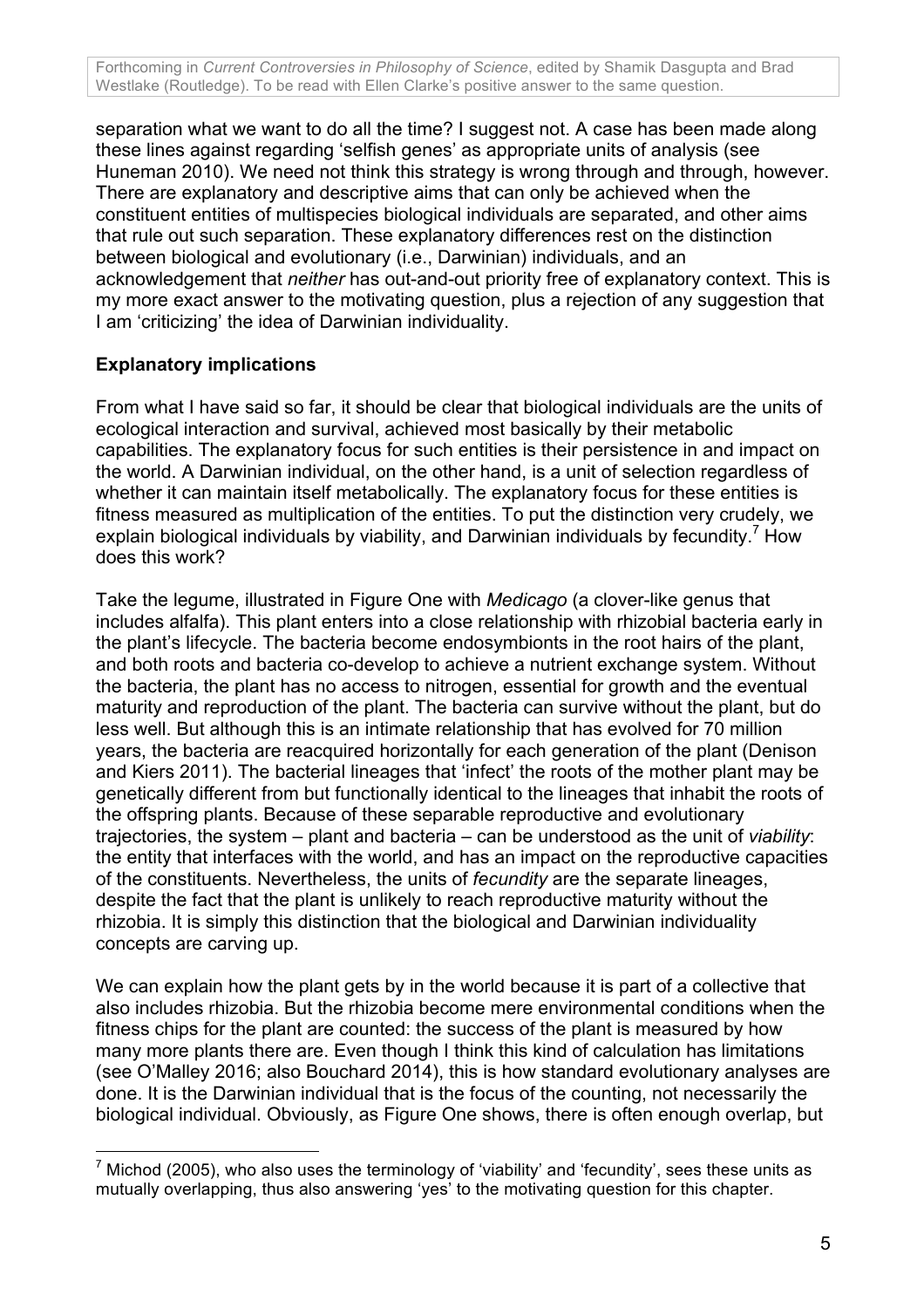separation what we want to do all the time? I suggest not. A case has been made along these lines against regarding 'selfish genes' as appropriate units of analysis (see Huneman 2010). We need not think this strategy is wrong through and through, however. There are explanatory and descriptive aims that can only be achieved when the constituent entities of multispecies biological individuals are separated, and other aims that rule out such separation. These explanatory differences rest on the distinction between biological and evolutionary (i.e., Darwinian) individuals, and an acknowledgement that *neither* has out-and-out priority free of explanatory context. This is my more exact answer to the motivating question, plus a rejection of any suggestion that I am 'criticizing' the idea of Darwinian individuality.

## Explanatory implications

From what I have said so far, it should be clear that biological individuals are the units of ecological interaction and survival, achieved most basically by their metabolic capabilities. The explanatory focus for such entities is their persistence in and impact on the world. A Darwinian individual, on the other hand, is a unit of selection regardless of whether it can maintain itself metabolically. The explanatory focus for these entities is fitness measured as multiplication of the entities. To put the distinction very crudely, we explain biological individuals by viability, and Darwinian individuals by fecundity.[7] How does this work?

Take the legume, illustrated in Figure One with *Medicago* (a clover-like genus that includes alfalfa). This plant enters into a close relationship with rhizobial bacteria early in the plant's lifecycle. The bacteria become endosymbionts in the root hairs of the plant, and both roots and bacteria co-develop to achieve a nutrient exchange system. Without the bacteria, the plant has no access to nitrogen, essential for growth and the eventual maturity and reproduction of the plant. The bacteria can survive without the plant, but do less well. But although this is an intimate relationship that has evolved for 70 million years, the bacteria are reacquired horizontally for each generation of the plant (Denison and Kiers 2011). The bacterial lineages that 'infect' the roots of the mother plant may be genetically different from but functionally identical to the lineages that inhabit the roots of the offspring plants. Because of these separable reproductive and evolutionary trajectories, the system – plant and bacteria – can be understood as the unit of *viability*: the entity that interfaces with the world, and has an impact on the reproductive capacities of the constituents. Nevertheless, the units of *fecundity* are the separate lineages, despite the fact that the plant is unlikely to reach reproductive maturity without the rhizobia. It is simply this distinction that the biological and Darwinian individuality concepts are carving up.

We can explain how the plant gets by in the world because it is part of a collective that also includes rhizobia. But the rhizobia become mere environmental conditions when the fitness chips for the plant are counted: the success of the plant is measured by how many more plants there are. Even though I think this kind of calculation has limitations (see O'Malley 2016; also Bouchard 2014), this is how standard evolutionary analyses are done. It is the Darwinian individual that is the focus of the counting, not necessarily the biological individual. Obviously, as Figure One shows, there is often enough overlap, but

[7] Michod (2005), who also uses the terminology of 'viability' and 'fecundity', sees these units as mutually overlapping, thus also answering 'yes' to the motivating question for this chapter.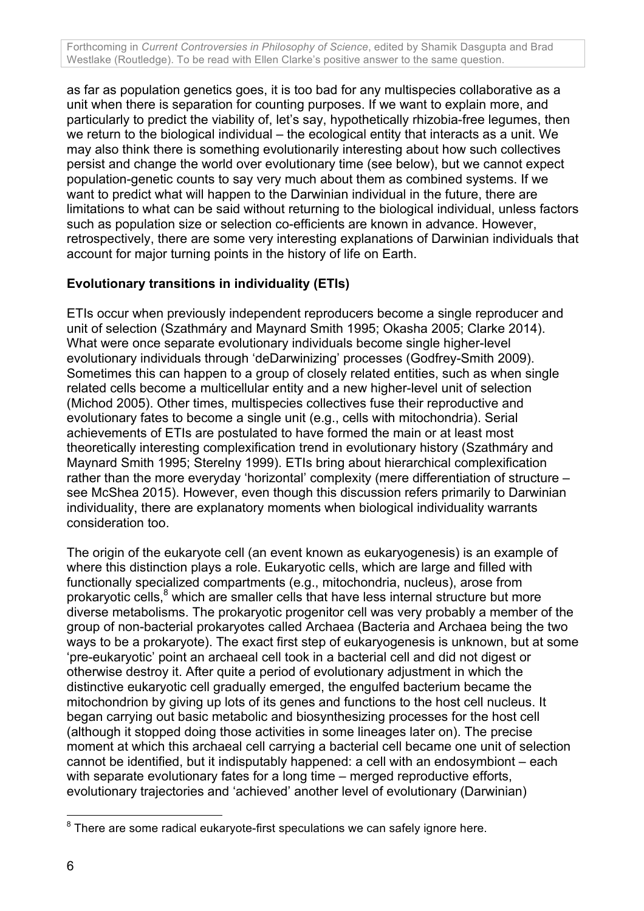as far as population genetics goes, it is too bad for any multispecies collaborative as a unit when there is separation for counting purposes. If we want to explain more, and particularly to predict the viability of, let's say, hypothetically rhizobia-free legumes, then we return to the biological individual – the ecological entity that interacts as a unit. We may also think there is something evolutionarily interesting about how such collectives persist and change the world over evolutionary time (see below), but we cannot expect population-genetic counts to say very much about them as combined systems. If we want to predict what will happen to the Darwinian individual in the future, there are limitations to what can be said without returning to the biological individual, unless factors such as population size or selection co-efficients are known in advance. However, retrospectively, there are some very interesting explanations of Darwinian individuals that account for major turning points in the history of life on Earth.

## Evolutionary transitions in individuality (ETIs)

ETIs occur when previously independent reproducers become a single reproducer and unit of selection (Szathmáry and Maynard Smith 1995; Okasha 2005; Clarke 2014). What were once separate evolutionary individuals become single higher-level evolutionary individuals through 'deDarwinizing' processes (Godfrey-Smith 2009). Sometimes this can happen to a group of closely related entities, such as when single related cells become a multicellular entity and a new higher-level unit of selection (Michod 2005). Other times, multispecies collectives fuse their reproductive and evolutionary fates to become a single unit (e.g., cells with mitochondria). Serial achievements of ETIs are postulated to have formed the main or at least most theoretically interesting complexification trend in evolutionary history (Szathmáry and Maynard Smith 1995; Sterelny 1999). ETIs bring about hierarchical complexification rather than the more everyday 'horizontal' complexity (mere differentiation of structure – see McShea 2015). However, even though this discussion refers primarily to Darwinian individuality, there are explanatory moments when biological individuality warrants consideration too.

The origin of the eukaryote cell (an event known as eukaryogenesis) is an example of where this distinction plays a role. Eukaryotic cells, which are large and filled with functionally specialized compartments (e.g., mitochondria, nucleus), arose from prokaryotic cells,[8] which are smaller cells that have less internal structure but more diverse metabolisms. The prokaryotic progenitor cell was very probably a member of the group of non-bacterial prokaryotes called Archaea (Bacteria and Archaea being the two ways to be a prokaryote). The exact first step of eukaryogenesis is unknown, but at some 'pre-eukaryotic' point an archaeal cell took in a bacterial cell and did not digest or otherwise destroy it. After quite a period of evolutionary adjustment in which the distinctive eukaryotic cell gradually emerged, the engulfed bacterium became the mitochondrion by giving up lots of its genes and functions to the host cell nucleus. It began carrying out basic metabolic and biosynthesizing processes for the host cell (although it stopped doing those activities in some lineages later on). The precise moment at which this archaeal cell carrying a bacterial cell became one unit of selection cannot be identified, but it indisputably happened: a cell with an endosymbiont – each with separate evolutionary fates for a long time – merged reproductive efforts, evolutionary trajectories and 'achieved' another level of evolutionary (Darwinian)

[8] There are some radical eukaryote-first speculations we can safely ignore here.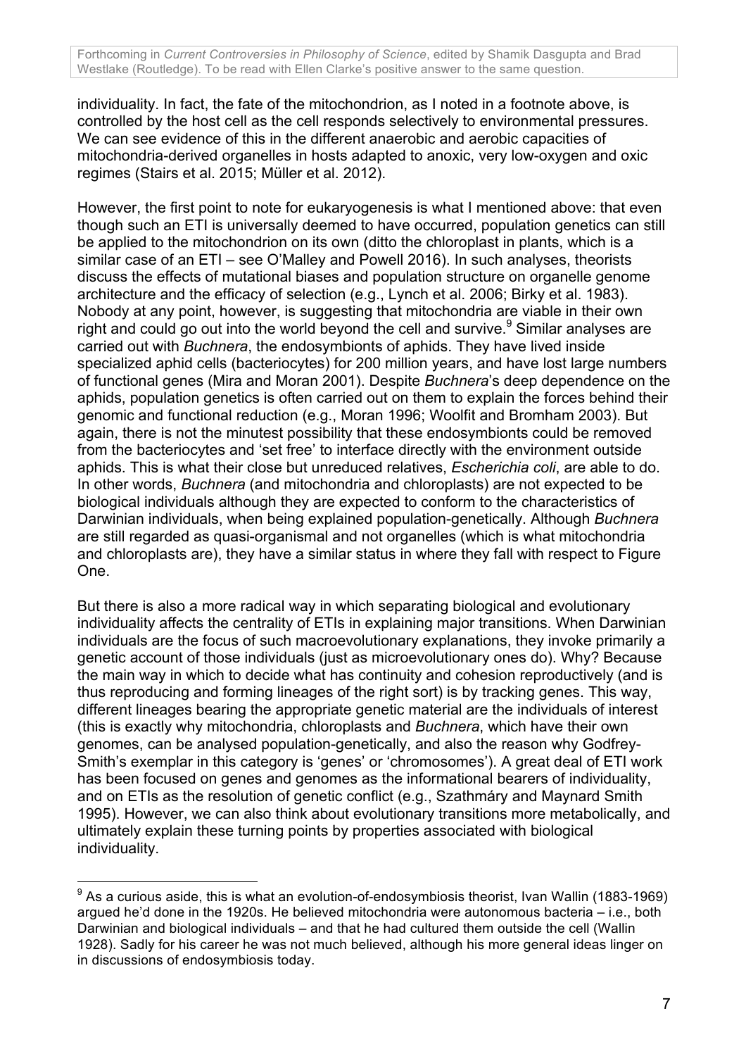individuality. In fact, the fate of the mitochondrion, as I noted in a footnote above, is controlled by the host cell as the cell responds selectively to environmental pressures. We can see evidence of this in the different anaerobic and aerobic capacities of mitochondria-derived organelles in hosts adapted to anoxic, very low-oxygen and oxic regimes (Stairs et al. 2015; Müller et al. 2012).

However, the first point to note for eukaryogenesis is what I mentioned above: that even though such an ETI is universally deemed to have occurred, population genetics can still be applied to the mitochondrion on its own (ditto the chloroplast in plants, which is a similar case of an ETI – see O'Malley and Powell 2016). In such analyses, theorists discuss the effects of mutational biases and population structure on organelle genome architecture and the efficacy of selection (e.g., Lynch et al. 2006; Birky et al. 1983). Nobody at any point, however, is suggesting that mitochondria are viable in their own right and could go out into the world beyond the cell and survive.[9] Similar analyses are carried out with *Buchnera*, the endosymbionts of aphids. They have lived inside specialized aphid cells (bacteriocytes) for 200 million years, and have lost large numbers of functional genes (Mira and Moran 2001). Despite *Buchnera*'s deep dependence on the aphids, population genetics is often carried out on them to explain the forces behind their genomic and functional reduction (e.g., Moran 1996; Woolfit and Bromham 2003). But again, there is not the minutest possibility that these endosymbionts could be removed from the bacteriocytes and 'set free' to interface directly with the environment outside aphids. This is what their close but unreduced relatives, *Escherichia coli*, are able to do. In other words, *Buchnera* (and mitochondria and chloroplasts) are not expected to be biological individuals although they are expected to conform to the characteristics of Darwinian individuals, when being explained population-genetically. Although *Buchnera* are still regarded as quasi-organismal and not organelles (which is what mitochondria and chloroplasts are), they have a similar status in where they fall with respect to Figure One.

But there is also a more radical way in which separating biological and evolutionary individuality affects the centrality of ETIs in explaining major transitions. When Darwinian individuals are the focus of such macroevolutionary explanations, they invoke primarily a genetic account of those individuals (just as microevolutionary ones do). Why? Because the main way in which to decide what has continuity and cohesion reproductively (and is thus reproducing and forming lineages of the right sort) is by tracking genes. This way, different lineages bearing the appropriate genetic material are the individuals of interest (this is exactly why mitochondria, chloroplasts and *Buchnera*, which have their own genomes, can be analysed population-genetically, and also the reason why Godfrey-Smith's exemplar in this category is 'genes' or 'chromosomes'). A great deal of ETI work has been focused on genes and genomes as the informational bearers of individuality, and on ETIs as the resolution of genetic conflict (e.g., Szathmáry and Maynard Smith 1995). However, we can also think about evolutionary transitions more metabolically, and ultimately explain these turning points by properties associated with biological individuality.

---

[9] As a curious aside, this is what an evolution-of-endosymbiosis theorist, Ivan Wallin (1883-1969) argued he'd done in the 1920s. He believed mitochondria were autonomous bacteria – i.e., both Darwinian and biological individuals – and that he had cultured them outside the cell (Wallin 1928). Sadly for his career he was not much believed, although his more general ideas linger on in discussions of endosymbiosis today.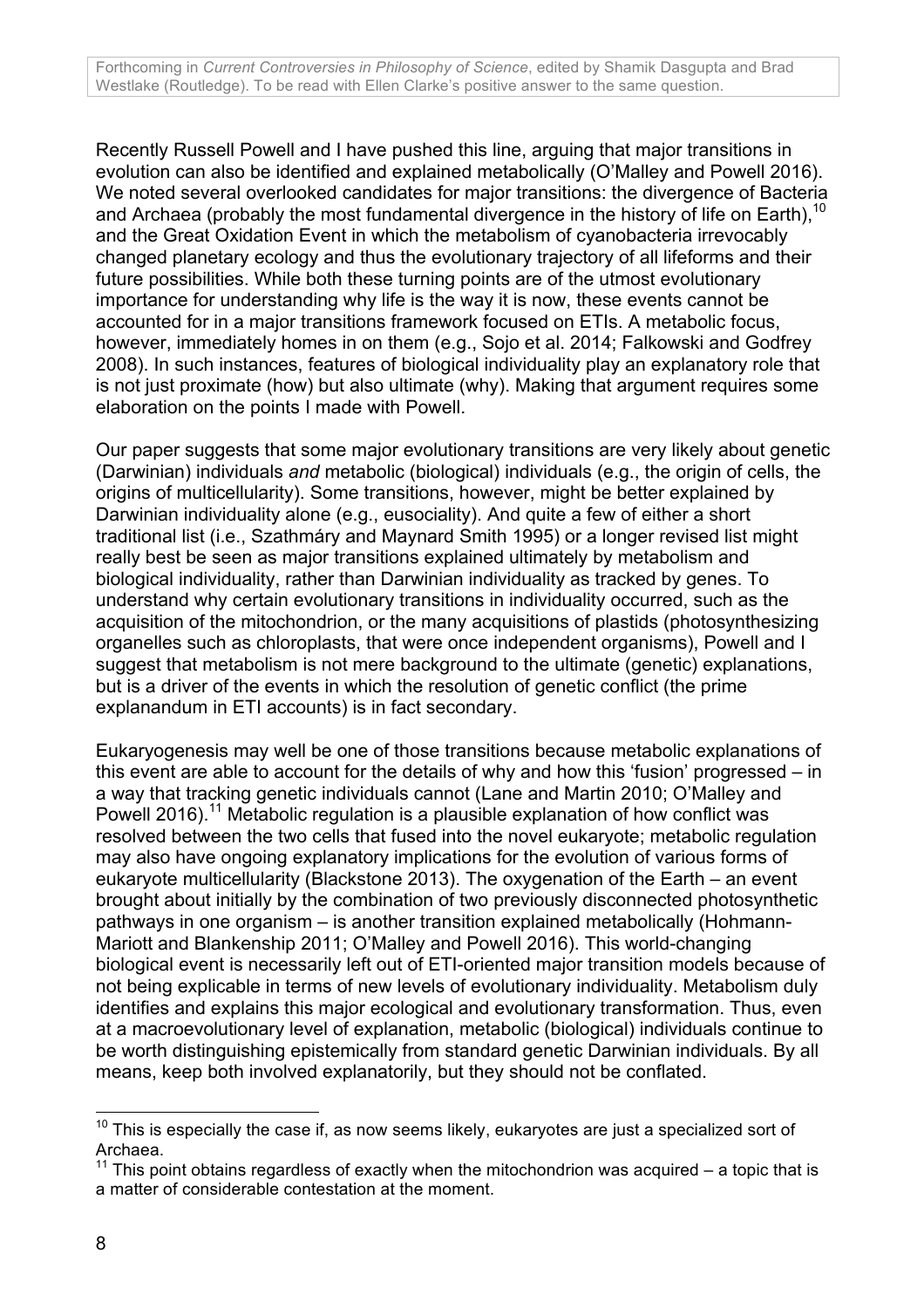Recently Russell Powell and I have pushed this line, arguing that major transitions in evolution can also be identified and explained metabolically (O'Malley and Powell 2016). We noted several overlooked candidates for major transitions: the divergence of Bacteria and Archaea (probably the most fundamental divergence in the history of life on Earth),[10] and the Great Oxidation Event in which the metabolism of cyanobacteria irrevocably changed planetary ecology and thus the evolutionary trajectory of all lifeforms and their future possibilities. While both these turning points are of the utmost evolutionary importance for understanding why life is the way it is now, these events cannot be accounted for in a major transitions framework focused on ETIs. A metabolic focus, however, immediately homes in on them (e.g., Sojo et al. 2014; Falkowski and Godfrey 2008). In such instances, features of biological individuality play an explanatory role that is not just proximate (how) but also ultimate (why). Making that argument requires some elaboration on the points I made with Powell.

Our paper suggests that some major evolutionary transitions are very likely about genetic (Darwinian) individuals *and* metabolic (biological) individuals (e.g., the origin of cells, the origins of multicellularity). Some transitions, however, might be better explained by Darwinian individuality alone (e.g., eusociality). And quite a few of either a short traditional list (i.e., Szathmáry and Maynard Smith 1995) or a longer revised list might really best be seen as major transitions explained ultimately by metabolism and biological individuality, rather than Darwinian individuality as tracked by genes. To understand why certain evolutionary transitions in individuality occurred, such as the acquisition of the mitochondrion, or the many acquisitions of plastids (photosynthesizing organelles such as chloroplasts, that were once independent organisms), Powell and I suggest that metabolism is not mere background to the ultimate (genetic) explanations, but is a driver of the events in which the resolution of genetic conflict (the prime explanandum in ETI accounts) is in fact secondary.

Eukaryogenesis may well be one of those transitions because metabolic explanations of this event are able to account for the details of why and how this 'fusion' progressed – in a way that tracking genetic individuals cannot (Lane and Martin 2010; O'Malley and Powell 2016).[11] Metabolic regulation is a plausible explanation of how conflict was resolved between the two cells that fused into the novel eukaryote; metabolic regulation may also have ongoing explanatory implications for the evolution of various forms of eukaryote multicellularity (Blackstone 2013). The oxygenation of the Earth – an event brought about initially by the combination of two previously disconnected photosynthetic pathways in one organism – is another transition explained metabolically (Hohmann-Mariott and Blankenship 2011; O'Malley and Powell 2016). This world-changing biological event is necessarily left out of ETI-oriented major transition models because of not being explicable in terms of new levels of evolutionary individuality. Metabolism duly identifies and explains this major ecological and evolutionary transformation. Thus, even at a macroevolutionary level of explanation, metabolic (biological) individuals continue to be worth distinguishing epistemically from standard genetic Darwinian individuals. By all means, keep both involved explanatorily, but they should not be conflated.

[10] This is especially the case if, as now seems likely, eukaryotes are just a specialized sort of Archaea.

[11] This point obtains regardless of exactly when the mitochondrion was acquired – a topic that is a matter of considerable contestation at the moment.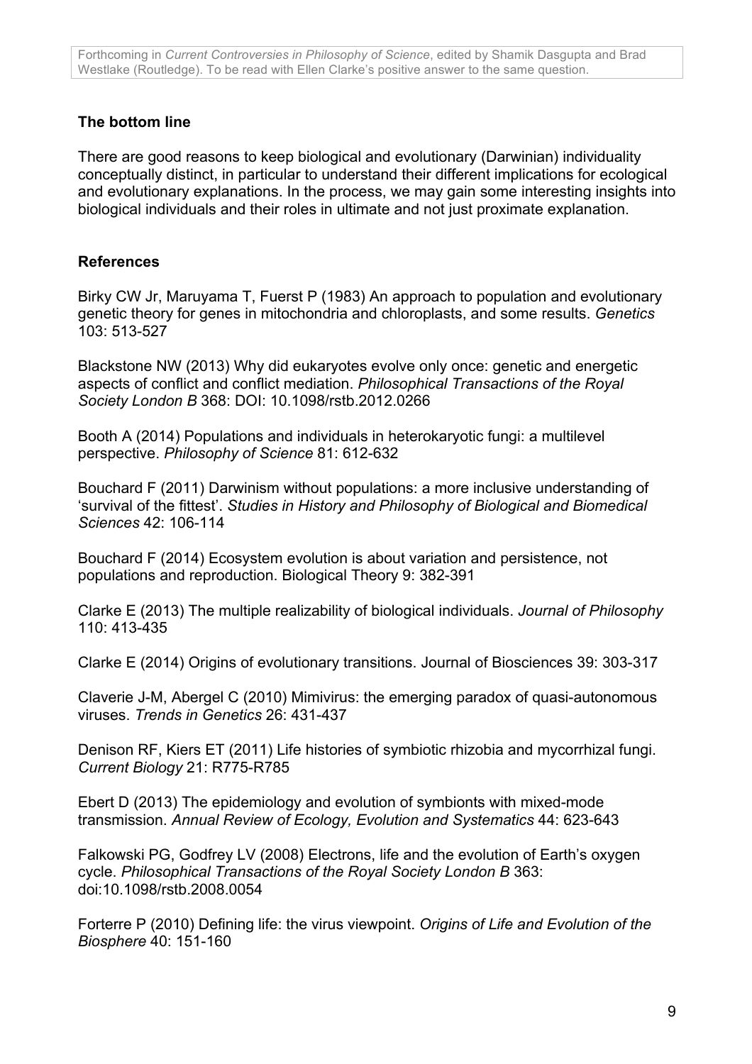### The bottom line

There are good reasons to keep biological and evolutionary (Darwinian) individuality conceptually distinct, in particular to understand their different implications for ecological and evolutionary explanations. In the process, we may gain some interesting insights into biological individuals and their roles in ultimate and not just proximate explanation.

### References

Birky CW Jr, Maruyama T, Fuerst P (1983) An approach to population and evolutionary genetic theory for genes in mitochondria and chloroplasts, and some results. *Genetics* 103: 513-527

Blackstone NW (2013) Why did eukaryotes evolve only once: genetic and energetic aspects of conflict and conflict mediation. *Philosophical Transactions of the Royal Society London B* 368: DOI: 10.1098/rstb.2012.0266

Booth A (2014) Populations and individuals in heterokaryotic fungi: a multilevel perspective. *Philosophy of Science* 81: 612-632

Bouchard F (2011) Darwinism without populations: a more inclusive understanding of 'survival of the fittest'. *Studies in History and Philosophy of Biological and Biomedical Sciences* 42: 106-114

Bouchard F (2014) Ecosystem evolution is about variation and persistence, not populations and reproduction. Biological Theory 9: 382-391

Clarke E (2013) The multiple realizability of biological individuals. *Journal of Philosophy* 110: 413-435

Clarke E (2014) Origins of evolutionary transitions. Journal of Biosciences 39: 303-317

Claverie J-M, Abergel C (2010) Mimivirus: the emerging paradox of quasi-autonomous viruses. *Trends in Genetics* 26: 431-437

Denison RF, Kiers ET (2011) Life histories of symbiotic rhizobia and mycorrhizal fungi. *Current Biology* 21: R775-R785

Ebert D (2013) The epidemiology and evolution of symbionts with mixed-mode transmission. *Annual Review of Ecology, Evolution and Systematics* 44: 623-643

Falkowski PG, Godfrey LV (2008) Electrons, life and the evolution of Earth's oxygen cycle. *Philosophical Transactions of the Royal Society London B* 363: doi:10.1098/rstb.2008.0054

Forterre P (2010) Defining life: the virus viewpoint. *Origins of Life and Evolution of the Biosphere* 40: 151-160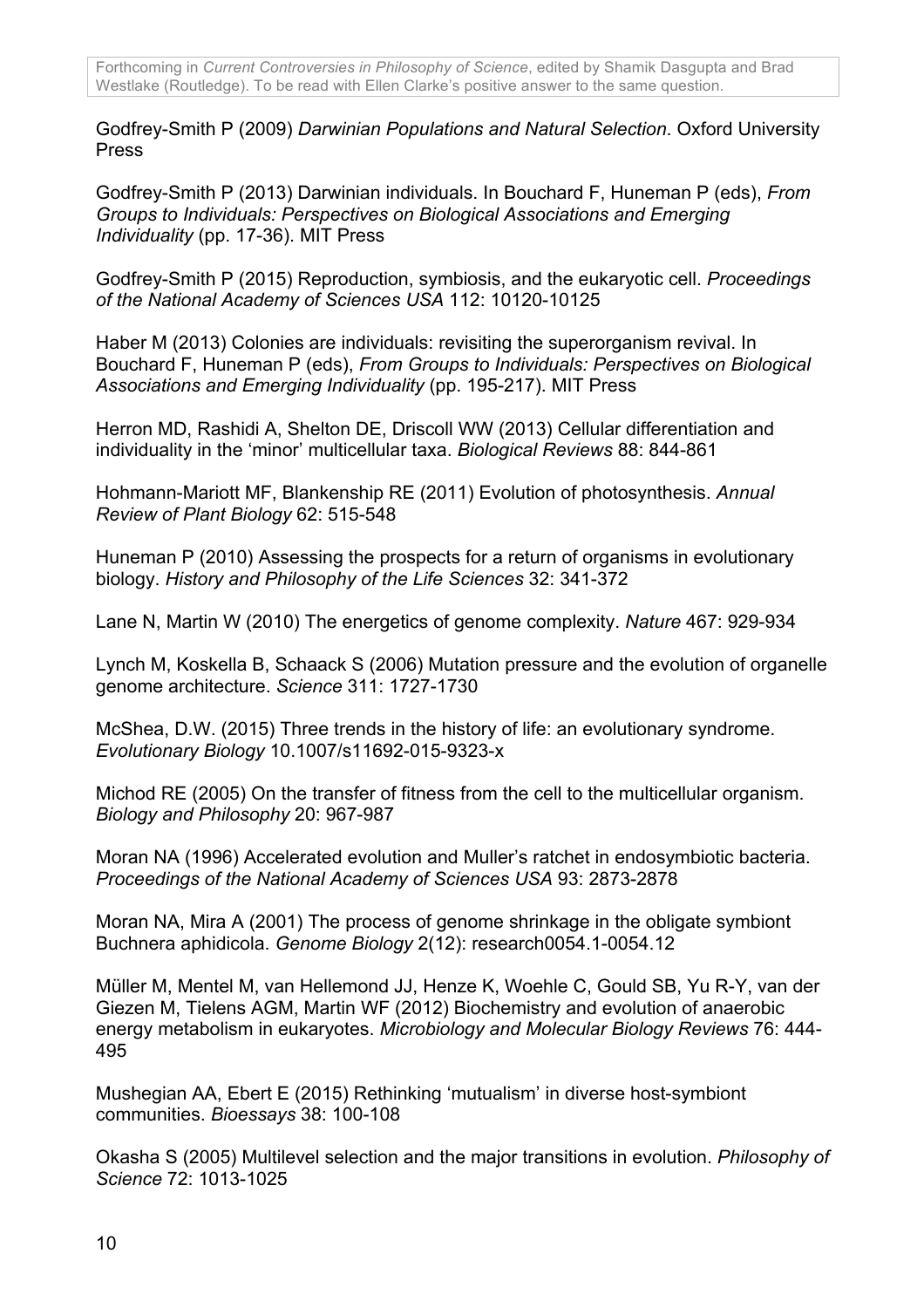Godfrey-Smith P (2009) *Darwinian Populations and Natural Selection*. Oxford University Press

Godfrey-Smith P (2013) Darwinian individuals. In Bouchard F, Huneman P (eds), *From Groups to Individuals: Perspectives on Biological Associations and Emerging Individuality* (pp. 17-36). MIT Press

Godfrey-Smith P (2015) Reproduction, symbiosis, and the eukaryotic cell. *Proceedings of the National Academy of Sciences USA* 112: 10120-10125

Haber M (2013) Colonies are individuals: revisiting the superorganism revival. In Bouchard F, Huneman P (eds), *From Groups to Individuals: Perspectives on Biological Associations and Emerging Individuality* (pp. 195-217). MIT Press

Herron MD, Rashidi A, Shelton DE, Driscoll WW (2013) Cellular differentiation and individuality in the 'minor' multicellular taxa. *Biological Reviews* 88: 844-861

Hohmann-Mariott MF, Blankenship RE (2011) Evolution of photosynthesis. *Annual Review of Plant Biology* 62: 515-548

Huneman P (2010) Assessing the prospects for a return of organisms in evolutionary biology. *History and Philosophy of the Life Sciences* 32: 341-372

Lane N, Martin W (2010) The energetics of genome complexity. *Nature* 467: 929-934

Lynch M, Koskella B, Schaack S (2006) Mutation pressure and the evolution of organelle genome architecture. *Science* 311: 1727-1730

McShea, D.W. (2015) Three trends in the history of life: an evolutionary syndrome. *Evolutionary Biology* 10.1007/s11692-015-9323-x

Michod RE (2005) On the transfer of fitness from the cell to the multicellular organism. *Biology and Philosophy* 20: 967-987

Moran NA (1996) Accelerated evolution and Muller's ratchet in endosymbiotic bacteria. *Proceedings of the National Academy of Sciences USA* 93: 2873-2878

Moran NA, Mira A (2001) The process of genome shrinkage in the obligate symbiont Buchnera aphidicola. *Genome Biology* 2(12): research0054.1-0054.12

Müller M, Mentel M, van Hellemond JJ, Henze K, Woehle C, Gould SB, Yu R-Y, van der Giezen M, Tielens AGM, Martin WF (2012) Biochemistry and evolution of anaerobic energy metabolism in eukaryotes. *Microbiology and Molecular Biology Reviews* 76: 444-495

Mushegian AA, Ebert E (2015) Rethinking 'mutualism' in diverse host-symbiont communities. *Bioessays* 38: 100-108

Okasha S (2005) Multilevel selection and the major transitions in evolution. *Philosophy of Science* 72: 1013-1025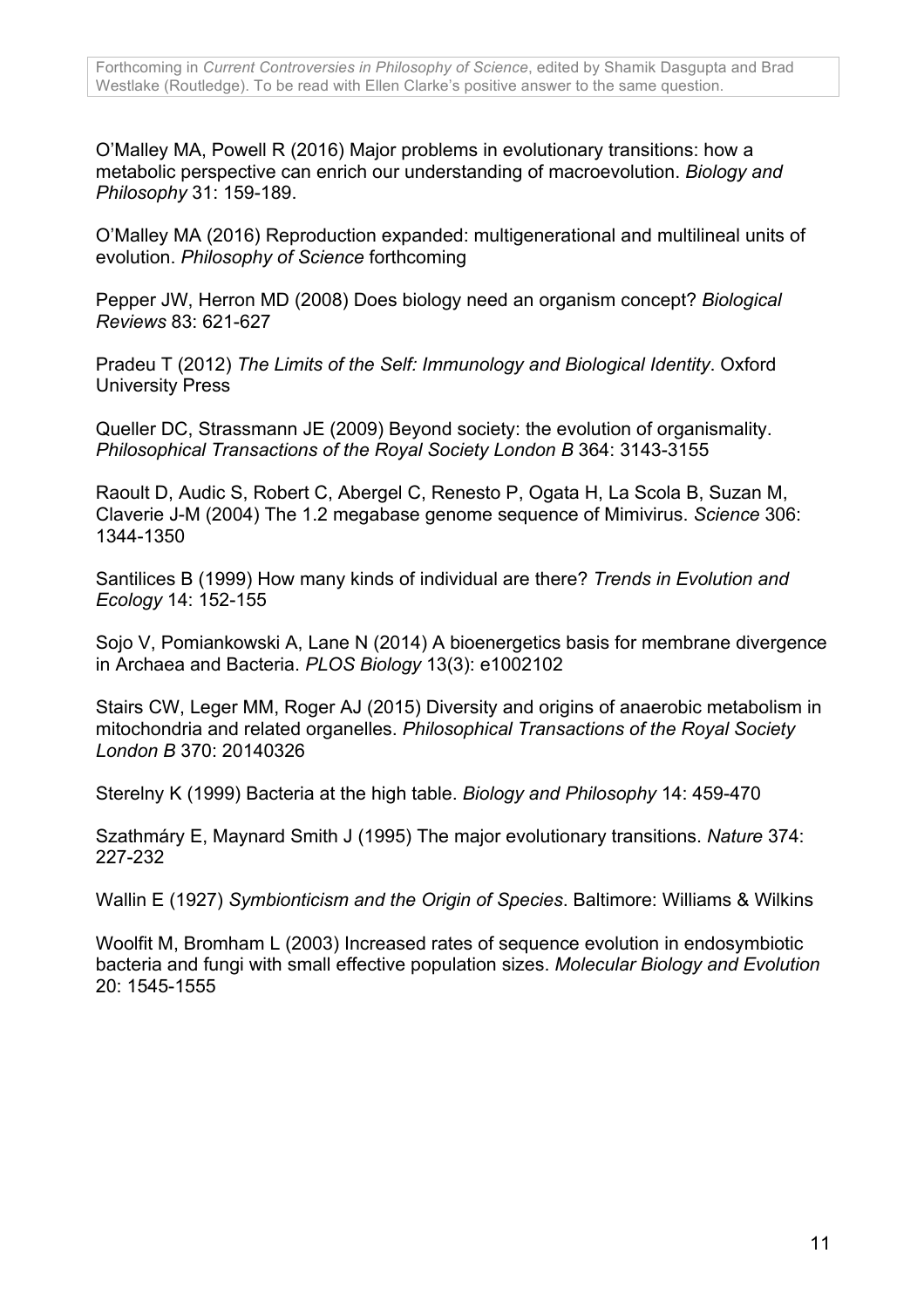O'Malley MA, Powell R (2016) Major problems in evolutionary transitions: how a metabolic perspective can enrich our understanding of macroevolution. *Biology and Philosophy* 31: 159-189.

O'Malley MA (2016) Reproduction expanded: multigenerational and multilineal units of evolution. *Philosophy of Science* forthcoming

Pepper JW, Herron MD (2008) Does biology need an organism concept? *Biological Reviews* 83: 621-627

Pradeu T (2012) *The Limits of the Self: Immunology and Biological Identity*. Oxford University Press

Queller DC, Strassmann JE (2009) Beyond society: the evolution of organismality. *Philosophical Transactions of the Royal Society London B* 364: 3143-3155

Raoult D, Audic S, Robert C, Abergel C, Renesto P, Ogata H, La Scola B, Suzan M, Claverie J-M (2004) The 1.2 megabase genome sequence of Mimivirus. *Science* 306: 1344-1350

Santilices B (1999) How many kinds of individual are there? *Trends in Evolution and Ecology* 14: 152-155

Sojo V, Pomiankowski A, Lane N (2014) A bioenergetics basis for membrane divergence in Archaea and Bacteria. *PLOS Biology* 13(3): e1002102

Stairs CW, Leger MM, Roger AJ (2015) Diversity and origins of anaerobic metabolism in mitochondria and related organelles. *Philosophical Transactions of the Royal Society London B* 370: 20140326

Sterelny K (1999) Bacteria at the high table. *Biology and Philosophy* 14: 459-470

Szathmáry E, Maynard Smith J (1995) The major evolutionary transitions. *Nature* 374: 227-232

Wallin E (1927) *Symbionticism and the Origin of Species*. Baltimore: Williams & Wilkins

Woolfit M, Bromham L (2003) Increased rates of sequence evolution in endosymbiotic bacteria and fungi with small effective population sizes. *Molecular Biology and Evolution* 20: 1545-1555